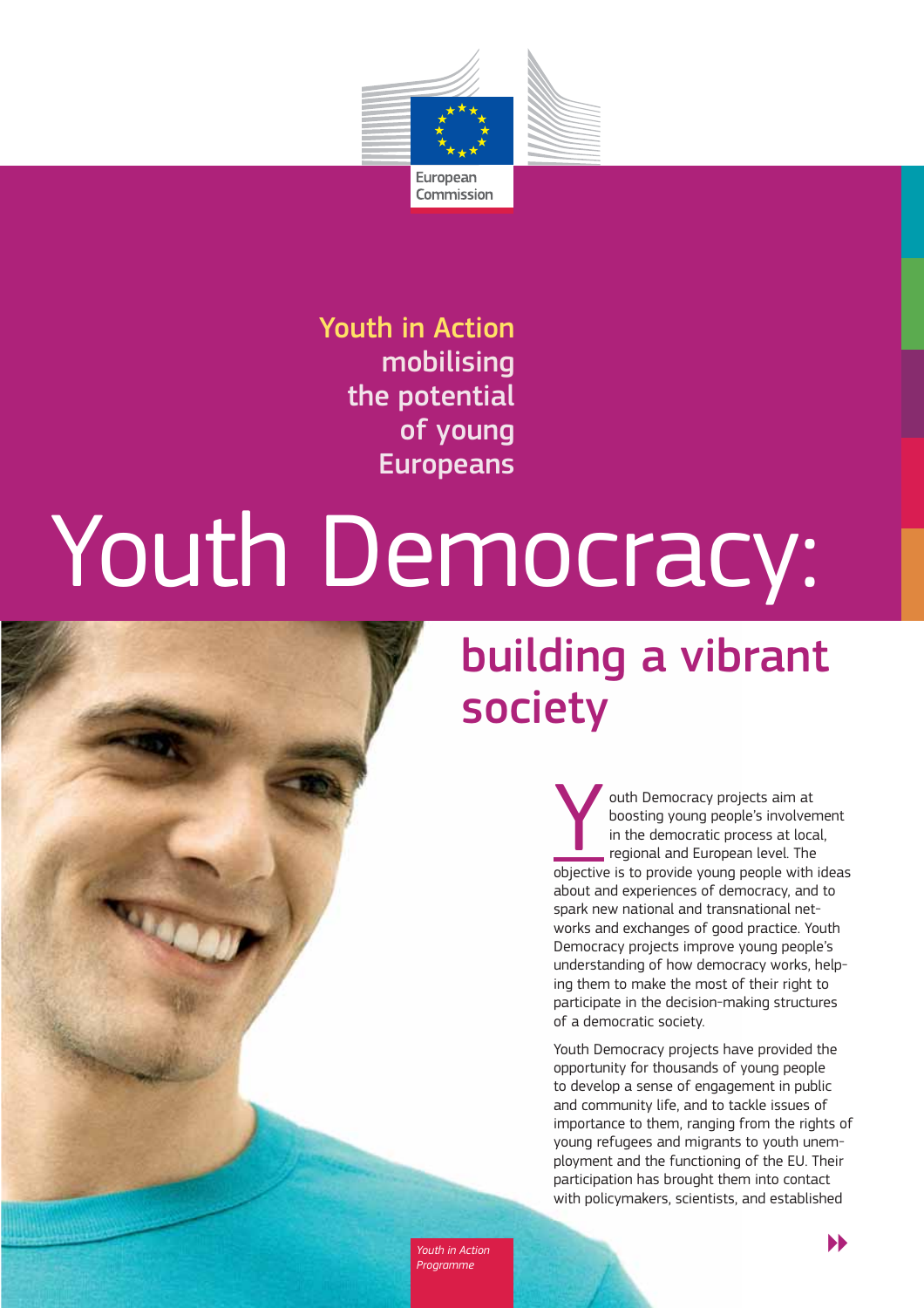European Commission

Youth in Action mobilising the potential of young Europeans

# Youth Democracy:

## building a vibrant society

Youth Democracy projects aim at boosting young people's involvement in the democratic process at local, regional and European level. The objective is to provide young people with ideas about and experiences of democracy, and to spark new national and transnational networks and exchanges of good practice. Youth Democracy projects improve young people's understanding of how democracy works, helping them to make the most of their right to participate in the decision-making structures of a democratic society.

Youth Democracy projects have provided the opportunity for thousands of young people to develop a sense of engagement in public and community life, and to tackle issues of importance to them, ranging from the rights of young refugees and migrants to youth unemployment and the functioning of the EU. Their participation has brought them into contact with policymakers, scientists, and established

*Youth in Action Programme*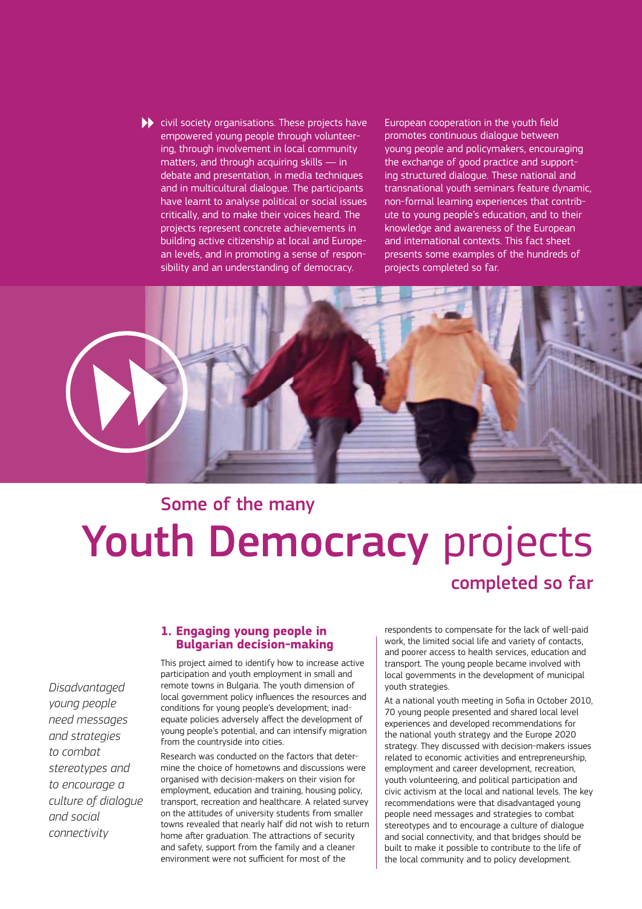civil society organisations. These projects have empowered young people through volunteering, through involvement in local community matters, and through acquiring skills — in debate and presentation, in media techniques and in multicultural dialogue. The participants have learnt to analyse political or social issues critically, and to make their voices heard. The projects represent concrete achievements in building active citizenship at local and European levels, and in promoting a sense of responsibility and an understanding of democracy.

European cooperation in the youth field promotes continuous dialogue between young people and policymakers, encouraging the exchange of good practice and supporting structured dialogue. These national and transnational youth seminars feature dynamic, non-formal learning experiences that contribute to young people's education, and to their knowledge and awareness of the European and international contexts. This fact sheet presents some examples of the hundreds of projects completed so far.

# Some of the many Youth Democracy projects completed so far

## 1. Engaging young people in Bulgarian decision-making

*Disadvantaged young people need messages and strategies to combat stereotypes and to encourage a culture of dialogue and social connectivity*

This project aimed to identify how to increase active participation and youth employment in small and remote towns in Bulgaria. The youth dimension of local government policy influences the resources and conditions for young people's development; inadequate policies adversely affect the development of young people's potential, and can intensify migration from the countryside into cities.

Research was conducted on the factors that determine the choice of hometowns and discussions were organised with decision-makers on their vision for employment, education and training, housing policy, transport, recreation and healthcare. A related survey on the attitudes of university students from smaller towns revealed that nearly half did not wish to return home after graduation. The attractions of security and safety, support from the family and a cleaner environment were not sufficient for most of the respondents to compensate for the lack of well-paid work, the limited social life and variety of contacts, and poorer access to health services, education and transport. The young people became involved with local governments in the development of municipal youth strategies.

At a national youth meeting in Sofia in October 2010, 70 young people presented and shared local level experiences and developed recommendations for the national youth strategy and the Europe 2020 strategy. They discussed with decision-makers issues related to economic activities and entrepreneurship, employment and career development, recreation, youth volunteering, and political participation and civic activism at the local and national levels. The key recommendations were that disadvantaged young people need messages and strategies to combat stereotypes and to encourage a culture of dialogue and social connectivity, and that bridges should be built to make it possible to contribute to the life of the local community and to policy development.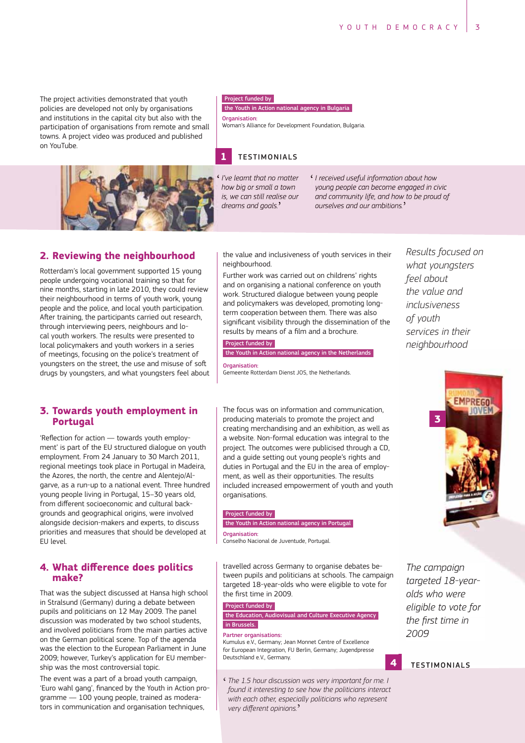The project activities demonstrated that youth policies are developed not only by organisations and institutions in the capital city but also with the participation of organisations from remote and small towns. A project video was produced and published on YouTube.

Project funded by
the Youth in Action national agency in Bulgaria

Organisation:
Woman's Alliance for Development Foundation, Bulgaria.

**1 TESTIMONIALS**

'*I've learnt that no matter how big or small a town is, we can still realise our dreams and goals.*'

'*I received useful information about how young people can become engaged in civic and community life, and how to be proud of ourselves and our ambitions.*'

## 2. Reviewing the neighbourhood

Rotterdam's local government supported 15 young people undergoing vocational training so that for nine months, starting in late 2010, they could review their neighbourhood in terms of youth work, young people and the police, and local youth participation. After training, the participants carried out research, through interviewing peers, neighbours and local youth workers. The results were presented to local policymakers and youth workers in a series of meetings, focusing on the police's treatment of youngsters on the street, the use and misuse of soft drugs by youngsters, and what youngsters feel about the value and inclusiveness of youth services in their neighbourhood.

Further work was carried out on childrens' rights and on organising a national conference on youth work. Structured dialogue between young people and policymakers was developed, promoting long-term cooperation between them. There was also significant visibility through the dissemination of the results by means of a film and a brochure.

Project funded by
the Youth in Action national agency in the Netherlands

Organisation:
Gemeente Rotterdam Dienst JOS, the Netherlands.

*Results focused on what youngsters feel about the value and inclusiveness of youth services in their neighbourhood*

## 3. Towards youth employment in Portugal

'Reflection for action — towards youth employment' is part of the EU structured dialogue on youth employment. From 24 January to 30 March 2011, regional meetings took place in Portugal in Madeira, the Azores, the north, the centre and Alentejo/Algarve, as a run-up to a national event. Three hundred young people living in Portugal, 15–30 years old, from different socioeconomic and cultural backgrounds and geographical origins, were involved alongside decision-makers and experts, to discuss priorities and measures that should be developed at EU level.

The focus was on information and communication, producing materials to promote the project and creating merchandising and an exhibition, as well as a website. Non-formal education was integral to the project. The outcomes were publicised through a CD, and a guide setting out young people's rights and duties in Portugal and the EU in the area of employment, as well as their opportunities. The results included increased empowerment of youth and youth organisations.

Project funded by
the Youth in Action national agency in Portugal

Organisation:
Conselho Nacional de Juventude, Portugal.

## 4. What difference does politics make?

That was the subject discussed at Hansa high school in Stralsund (Germany) during a debate between pupils and politicians on 12 May 2009. The panel discussion was moderated by two school students, and involved politicians from the main parties active on the German political scene. Top of the agenda was the election to the European Parliament in June 2009; however, Turkey's application for EU membership was the most controversial topic.

The event was a part of a broad youth campaign, 'Euro wahl gang', financed by the Youth in Action programme — 100 young people, trained as moderators in communication and organisation techniques, travelled across Germany to organise debates between pupils and politicians at schools. The campaign targeted 18-year-olds who were eligible to vote for the first time in 2009.

Project funded by
the Education, Audiovisual and Culture Executive Agency in Brussels.

Partner organisations:
Kumulus e.V., Germany; Jean Monnet Centre of Excellence for European Integration, FU Berlin, Germany; Jugendpresse Deutschland e.V., Germany.

*The campaign targeted 18-year-olds who were eligible to vote for the first time in 2009*

**4 TESTIMONIALS**

'*The 1.5 hour discussion was very important for me. I found it interesting to see how the politicians interact with each other, especially politicians who represent very different opinions.*'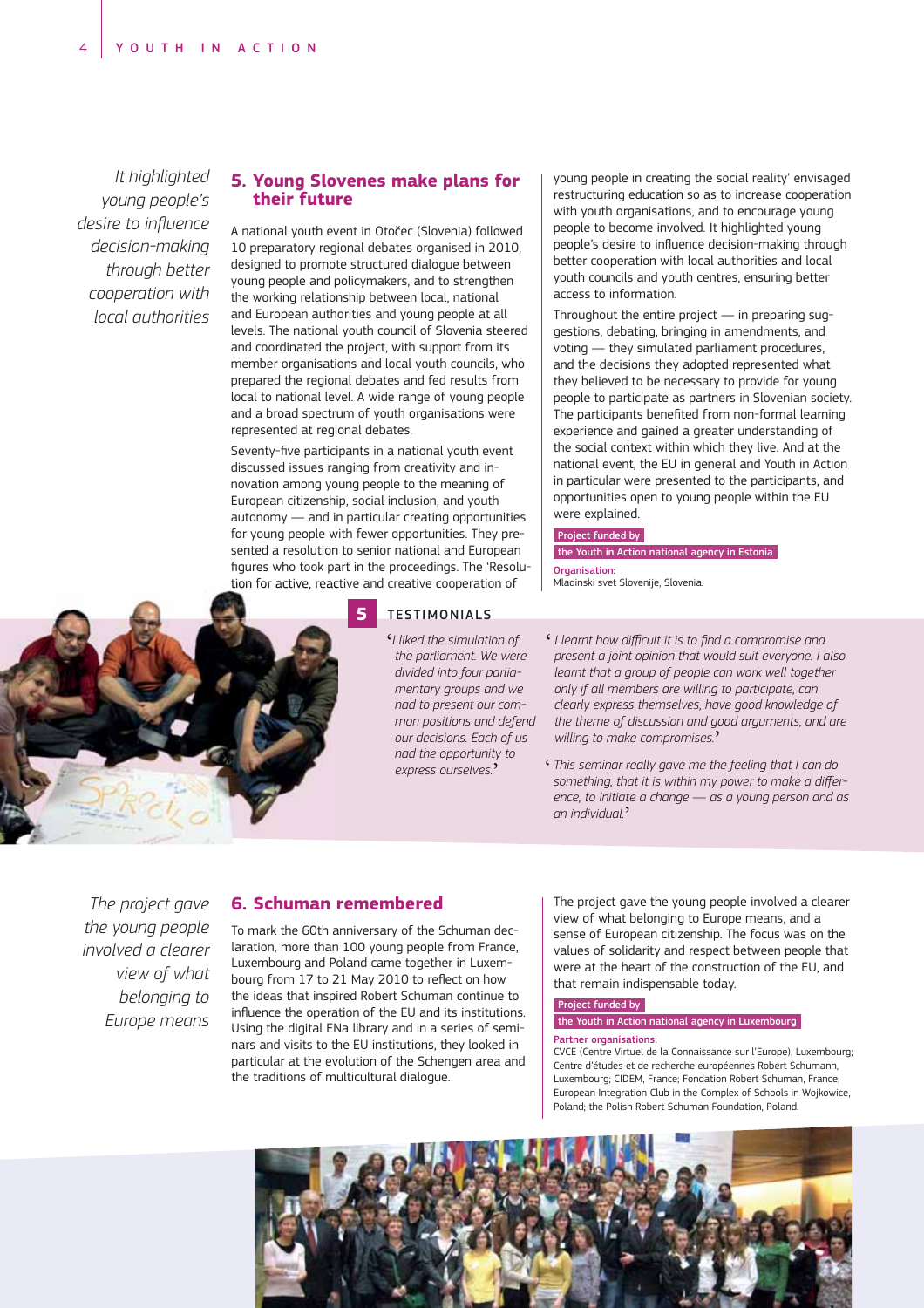*It highlighted young people's desire to influence decision-making through better cooperation with local authorities*

## 5. Young Slovenes make plans for their future

A national youth event in Otočec (Slovenia) followed 10 preparatory regional debates organised in 2010, designed to promote structured dialogue between young people and policymakers, and to strengthen the working relationship between local, national and European authorities and young people at all levels. The national youth council of Slovenia steered and coordinated the project, with support from its member organisations and local youth councils, who prepared the regional debates and fed results from local to national level. A wide range of young people and a broad spectrum of youth organisations were represented at regional debates.

Seventy-five participants in a national youth event discussed issues ranging from creativity and innovation among young people to the meaning of European citizenship, social inclusion, and youth autonomy — and in particular creating opportunities for young people with fewer opportunities. They presented a resolution to senior national and European figures who took part in the proceedings. The 'Resolution for active, reactive and creative cooperation of young people in creating the social reality' envisaged restructuring education so as to increase cooperation with youth organisations, and to encourage young people to become involved. It highlighted young people's desire to influence decision-making through better cooperation with local authorities and local youth councils and youth centres, ensuring better access to information.

Throughout the entire project — in preparing suggestions, debating, bringing in amendments, and voting — they simulated parliament procedures, and the decisions they adopted represented what they believed to be necessary to provide for young people to participate as partners in Slovenian society. The participants benefited from non-formal learning experience and gained a greater understanding of the social context within which they live. And at the national event, the EU in general and Youth in Action in particular were presented to the participants, and opportunities open to young people within the EU were explained.

**Project funded by**
**the Youth in Action national agency in Estonia**

**Organisation:**
Mladinski svet Slovenije, Slovenia.

### 5 TESTIMONIALS

*'I liked the simulation of the parliament. We were divided into four parliamentary groups and we had to present our common positions and defend our decisions. Each of us had the opportunity to express ourselves.'*

*'I learnt how difficult it is to find a compromise and present a joint opinion that would suit everyone. I also learnt that a group of people can work well together only if all members are willing to participate, can clearly express themselves, have good knowledge of the theme of discussion and good arguments, and are willing to make compromises.'*

*'This seminar really gave me the feeling that I can do something, that it is within my power to make a difference, to initiate a change — as a young person and as an individual.'*

*The project gave the young people involved a clearer view of what belonging to Europe means*

## 6. Schuman remembered

To mark the 60th anniversary of the Schuman declaration, more than 100 young people from France, Luxembourg and Poland came together in Luxembourg from 17 to 21 May 2010 to reflect on how the ideas that inspired Robert Schuman continue to influence the operation of the EU and its institutions. Using the digital ENa library and in a series of seminars and visits to the EU institutions, they looked in particular at the evolution of the Schengen area and the traditions of multicultural dialogue.

The project gave the young people involved a clearer view of what belonging to Europe means, and a sense of European citizenship. The focus was on the values of solidarity and respect between people that were at the heart of the construction of the EU, and that remain indispensable today.

**Project funded by**
**the Youth in Action national agency in Luxembourg**

**Partner organisations:**
CVCE (Centre Virtuel de la Connaissance sur l'Europe), Luxembourg; Centre d'études et de recherche européennes Robert Schumann, Luxembourg; CIDEM, France; Fondation Robert Schuman, France; European Integration Club in the Complex of Schools in Wojkowice, Poland; the Polish Robert Schuman Foundation, Poland.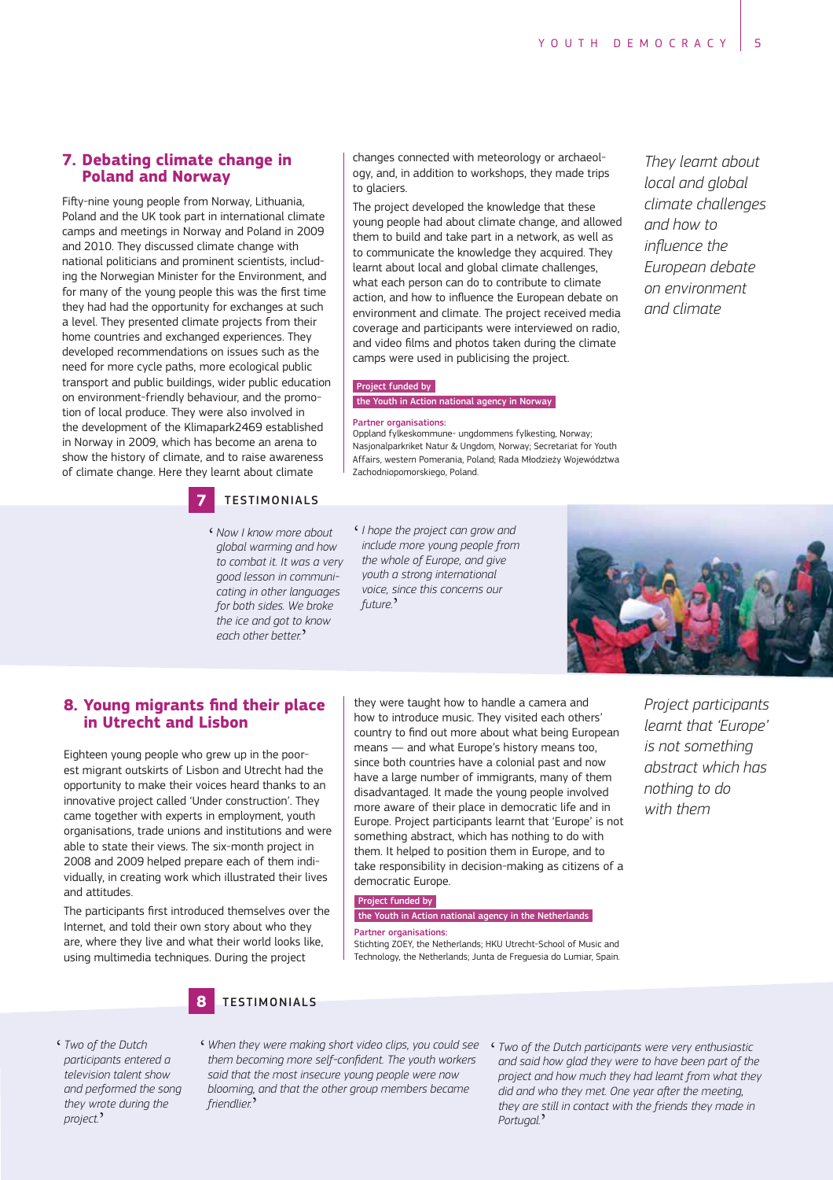## 7. Debating climate change in Poland and Norway

Fifty-nine young people from Norway, Lithuania, Poland and the UK took part in international climate camps and meetings in Norway and Poland in 2009 and 2010. They discussed climate change with national politicians and prominent scientists, including the Norwegian Minister for the Environment, and for many of the young people this was the first time they had had the opportunity for exchanges at such a level. They presented climate projects from their home countries and exchanged experiences. They developed recommendations on issues such as the need for more cycle paths, more ecological public transport and public buildings, wider public education on environment-friendly behaviour, and the promotion of local produce. They were also involved in the development of the Klimapark2469 established in Norway in 2009, which has become an arena to show the history of climate, and to raise awareness of climate change. Here they learnt about climate changes connected with meteorology or archaeology, and, in addition to workshops, they made trips to glaciers.

The project developed the knowledge that these young people had about climate change, and allowed them to build and take part in a network, as well as to communicate the knowledge they acquired. They learnt about local and global climate challenges, what each person can do to contribute to climate action, and how to influence the European debate on environment and climate. The project received media coverage and participants were interviewed on radio, and video films and photos taken during the climate camps were used in publicising the project.

*They learnt about local and global climate challenges and how to influence the European debate on environment and climate*

**Project funded by**
**the Youth in Action national agency in Norway**

**Partner organisations:**
Oppland fylkeskommune- ungdommens fylkesting, Norway; Nasjonalparkriket Natur & Ungdom, Norway; Secretariat for Youth Affairs, western Pomerania, Poland; Rada Młodzieży Województwa Zachodniopomorskiego, Poland.

### 7 TESTIMONIALS

*'Now I know more about global warming and how to combat it. It was a very good lesson in communicating in other languages for both sides. We broke the ice and got to know each other better.'*

*'I hope the project can grow and include more young people from the whole of Europe, and give youth a strong international voice, since this concerns our future.'*

## 8. Young migrants find their place in Utrecht and Lisbon

Eighteen young people who grew up in the poorest migrant outskirts of Lisbon and Utrecht had the opportunity to make their voices heard thanks to an innovative project called 'Under construction'. They came together with experts in employment, youth organisations, trade unions and institutions and were able to state their views. The six-month project in 2008 and 2009 helped prepare each of them individually, in creating work which illustrated their lives and attitudes.

The participants first introduced themselves over the Internet, and told their own story about who they are, where they live and what their world looks like, using multimedia techniques. During the project they were taught how to handle a camera and how to introduce music. They visited each others' country to find out more about what being European means — and what Europe's history means too, since both countries have a colonial past and now have a large number of immigrants, many of them disadvantaged. It made the young people involved more aware of their place in democratic life and in Europe. Project participants learnt that 'Europe' is not something abstract, which has nothing to do with them. It helped to position them in Europe, and to take responsibility in decision-making as citizens of a democratic Europe.

*Project participants learnt that 'Europe' is not something abstract which has nothing to do with them*

**Project funded by**
**the Youth in Action national agency in the Netherlands**

**Partner organisations:**
Stichting ZOEY, the Netherlands; HKU Utrecht-School of Music and Technology, the Netherlands; Junta de Freguesia do Lumiar, Spain.

### 8 TESTIMONIALS

*'Two of the Dutch participants entered a television talent show and performed the song they wrote during the project.'*

*'When they were making short video clips, you could see them becoming more self-confident. The youth workers said that the most insecure young people were now blooming, and that the other group members became friendlier.'*

*'Two of the Dutch participants were very enthusiastic and said how glad they were to have been part of the project and how much they had learnt from what they did and who they met. One year after the meeting, they are still in contact with the friends they made in Portugal.'*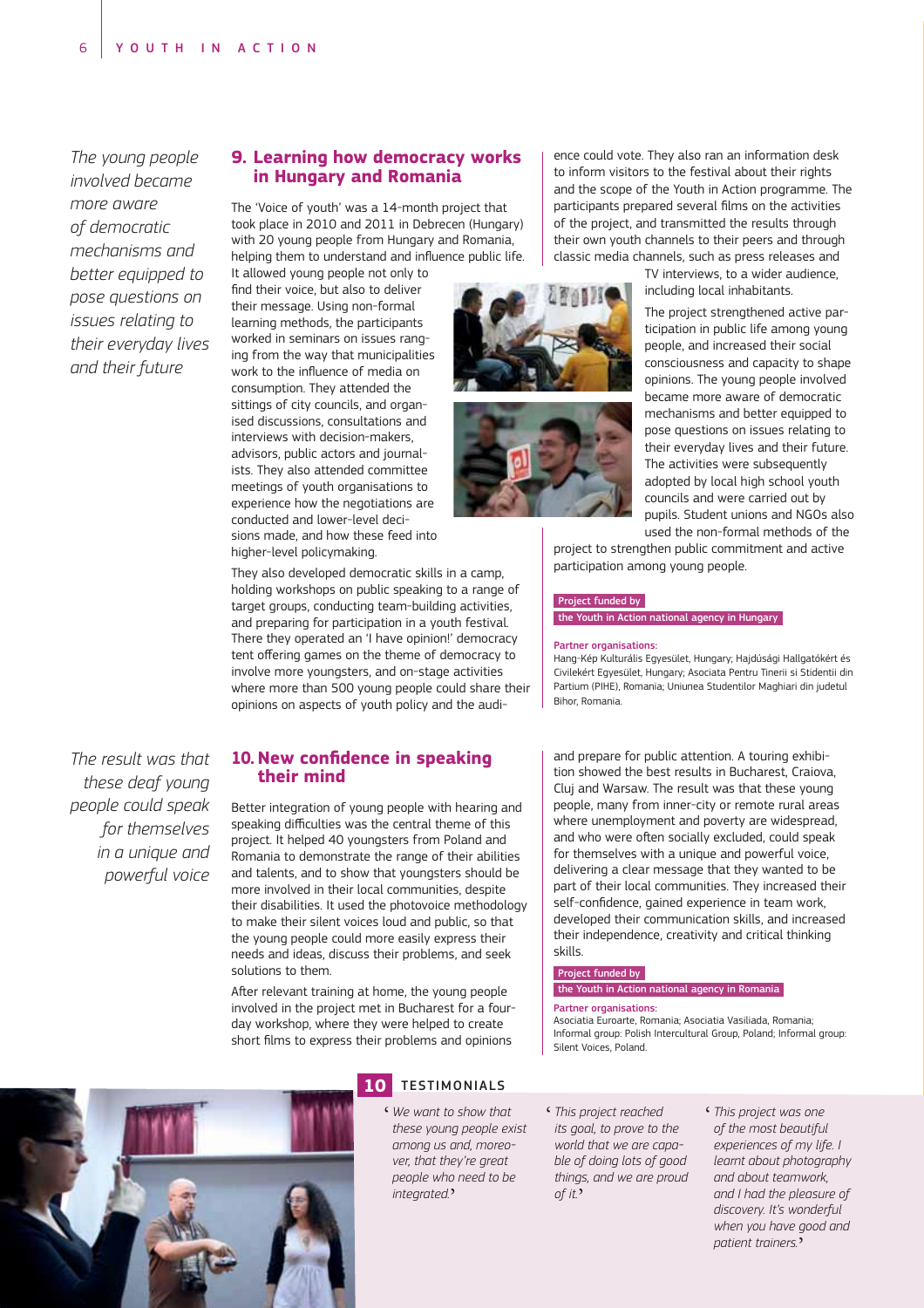*The young people involved became more aware of democratic mechanisms and better equipped to pose questions on issues relating to their everyday lives and their future*

## 9. Learning how democracy works in Hungary and Romania

The 'Voice of youth' was a 14-month project that took place in 2010 and 2011 in Debrecen (Hungary) with 20 young people from Hungary and Romania, helping them to understand and influence public life. It allowed young people not only to find their voice, but also to deliver their message. Using non-formal learning methods, the participants worked in seminars on issues ranging from the way that municipalities work to the influence of media on consumption. They attended the sittings of city councils, and organised discussions, consultations and interviews with decision-makers, advisors, public actors and journalists. They also attended committee meetings of youth organisations to experience how the negotiations are conducted and lower-level decisions made, and how these feed into higher-level policymaking.

They also developed democratic skills in a camp, holding workshops on public speaking to a range of target groups, conducting team-building activities, and preparing for participation in a youth festival. There they operated an 'I have opinion!' democracy tent offering games on the theme of democracy to involve more youngsters, and on-stage activities where more than 500 young people could share their opinions on aspects of youth policy and the audience could vote. They also ran an information desk to inform visitors to the festival about their rights and the scope of the Youth in Action programme. The participants prepared several films on the activities of the project, and transmitted the results through their own youth channels to their peers and through classic media channels, such as press releases and TV interviews, to a wider audience, including local inhabitants.

The project strengthened active participation in public life among young people, and increased their social consciousness and capacity to shape opinions. The young people involved became more aware of democratic mechanisms and better equipped to pose questions on issues relating to their everyday lives and their future. The activities were subsequently adopted by local high school youth councils and were carried out by pupils. Student unions and NGOs also used the non-formal methods of the project to strengthen public commitment and active participation among young people.

**Project funded by**
**the Youth in Action national agency in Hungary**

**Partner organisations:**
Hang-Kép Kulturális Egyesület, Hungary; Hajdúsági Hallgatókért és Civilekért Egyesület, Hungary; Asociata Pentru Tinerii si Stidentii din Partium (PIHE), Romania; Uniunea Studentilor Maghiari din judetul Bihor, Romania.

*The result was that these deaf young people could speak for themselves in a unique and powerful voice*

## 10. New confidence in speaking their mind

Better integration of young people with hearing and speaking difficulties was the central theme of this project. It helped 40 youngsters from Poland and Romania to demonstrate the range of their abilities and talents, and to show that youngsters should be more involved in their local communities, despite their disabilities. It used the photovoice methodology to make their silent voices loud and public, so that the young people could more easily express their needs and ideas, discuss their problems, and seek solutions to them.

After relevant training at home, the young people involved in the project met in Bucharest for a four-day workshop, where they were helped to create short films to express their problems and opinions and prepare for public attention. A touring exhibition showed the best results in Bucharest, Craiova, Cluj and Warsaw. The result was that these young people, many from inner-city or remote rural areas where unemployment and poverty are widespread, and who were often socially excluded, could speak for themselves with a unique and powerful voice, delivering a clear message that they wanted to be part of their local communities. They increased their self-confidence, gained experience in team work, developed their communication skills, and increased their independence, creativity and critical thinking skills.

**Project funded by**
**the Youth in Action national agency in Romania**

**Partner organisations:**
Asociatia Euroarte, Romania; Asociatia Vasiliada, Romania; Informal group: Polish Intercultural Group, Poland; Informal group: Silent Voices, Poland.

### 10 TESTIMONIALS

*'We want to show that these young people exist among us and, moreover, that they're great people who need to be integrated.'*

*'This project reached its goal, to prove to the world that we are capable of doing lots of good things, and we are proud of it.'*

*'This project was one of the most beautiful experiences of my life. I learnt about photography and about teamwork, and I had the pleasure of discovery. It's wonderful when you have good and patient trainers.'*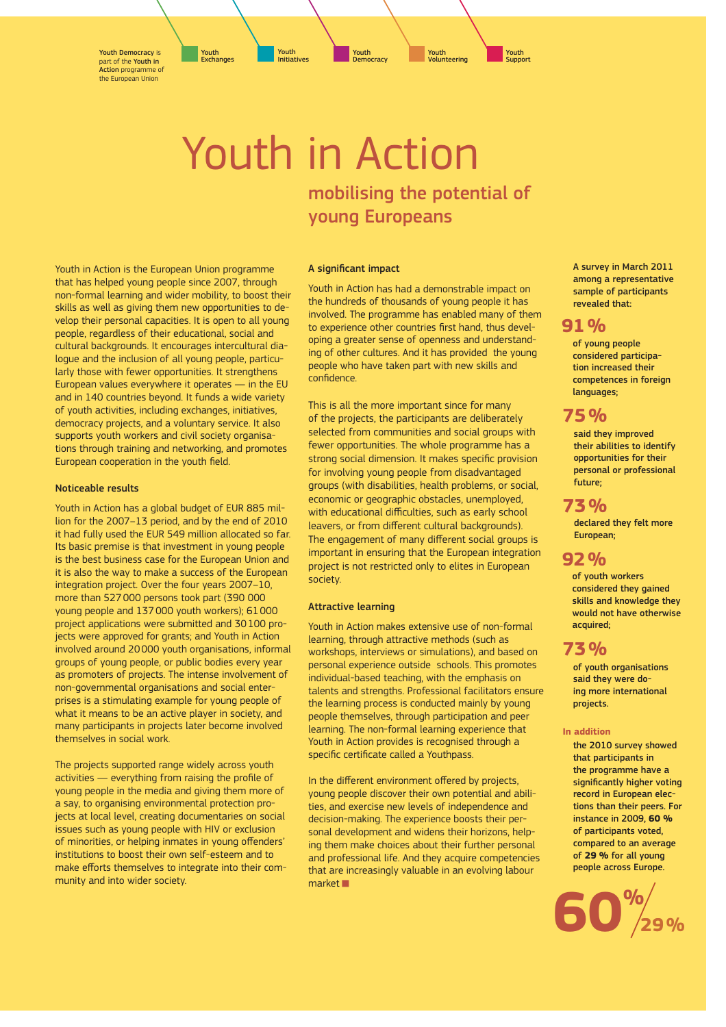Youth Democracy is part of the **Youth in Action** programme of the European Union

Youth Exchanges | Youth Initiatives | Youth Democracy | Youth Volunteering | Youth Support

# Youth in Action

## mobilising the potential of young Europeans

Youth in Action is the European Union programme that has helped young people since 2007, through non-formal learning and wider mobility, to boost their skills as well as giving them new opportunities to develop their personal capacities. It is open to all young people, regardless of their educational, social and cultural backgrounds. It encourages intercultural dialogue and the inclusion of all young people, particularly those with fewer opportunities. It strengthens European values everywhere it operates — in the EU and in 140 countries beyond. It funds a wide variety of youth activities, including exchanges, initiatives, democracy projects, and a voluntary service. It also supports youth workers and civil society organisations through training and networking, and promotes European cooperation in the youth field.

### Noticeable results

Youth in Action has a global budget of EUR 885 million for the 2007–13 period, and by the end of 2010 it had fully used the EUR 549 million allocated so far. Its basic premise is that investment in young people is the best business case for the European Union and it is also the way to make a success of the European integration project. Over the four years 2007–10, more than 527 000 persons took part (390 000 young people and 137 000 youth workers); 61 000 project applications were submitted and 30 100 projects were approved for grants; and Youth in Action involved around 20 000 youth organisations, informal groups of young people, or public bodies every year as promoters of projects. The intense involvement of non-governmental organisations and social enterprises is a stimulating example for young people of what it means to be an active player in society, and many participants in projects later become involved themselves in social work.

The projects supported range widely across youth activities — everything from raising the profile of young people in the media and giving them more of a say, to organising environmental protection projects at local level, creating documentaries on social issues such as young people with HIV or exclusion of minorities, or helping inmates in young offenders' institutions to boost their own self-esteem and to make efforts themselves to integrate into their community and into wider society.

### A significant impact

Youth in Action has had a demonstrable impact on the hundreds of thousands of young people it has involved. The programme has enabled many of them to experience other countries first hand, thus developing a greater sense of openness and understanding of other cultures. And it has provided the young people who have taken part with new skills and confidence.

This is all the more important since for many of the projects, the participants are deliberately selected from communities and social groups with fewer opportunities. The whole programme has a strong social dimension. It makes specific provision for involving young people from disadvantaged groups (with disabilities, health problems, or social, economic or geographic obstacles, unemployed, with educational difficulties, such as early school leavers, or from different cultural backgrounds). The engagement of many different social groups is important in ensuring that the European integration project is not restricted only to elites in European society.

### Attractive learning

Youth in Action makes extensive use of non-formal learning, through attractive methods (such as workshops, interviews or simulations), and based on personal experience outside schools. This promotes individual-based teaching, with the emphasis on talents and strengths. Professional facilitators ensure the learning process is conducted mainly by young people themselves, through participation and peer learning. The non-formal learning experience that Youth in Action provides is recognised through a specific certificate called a Youthpass.

In the different environment offered by projects, young people discover their own potential and abilities, and exercise new levels of independence and decision-making. The experience boosts their personal development and widens their horizons, helping them make choices about their further personal and professional life. And they acquire competencies that are increasingly valuable in an evolving labour market ■

**A survey in March 2011 among a representative sample of participants revealed that:**

**91 %**

**of young people considered participation increased their competences in foreign languages;**

**75 %**

**said they improved their abilities to identify opportunities for their personal or professional future;**

**73 %**

**declared they felt more European;**

**92 %**

**of youth workers considered they gained skills and knowledge they would not have otherwise acquired;**

**73 %**

**of youth organisations said they were doing more international projects.**

**In addition**

**the 2010 survey showed that participants in the programme have a significantly higher voting record in European elections than their peers. For instance in 2009, 60 % of participants voted, compared to an average of 29 % for all young people across Europe.**

**60 % / 29 %**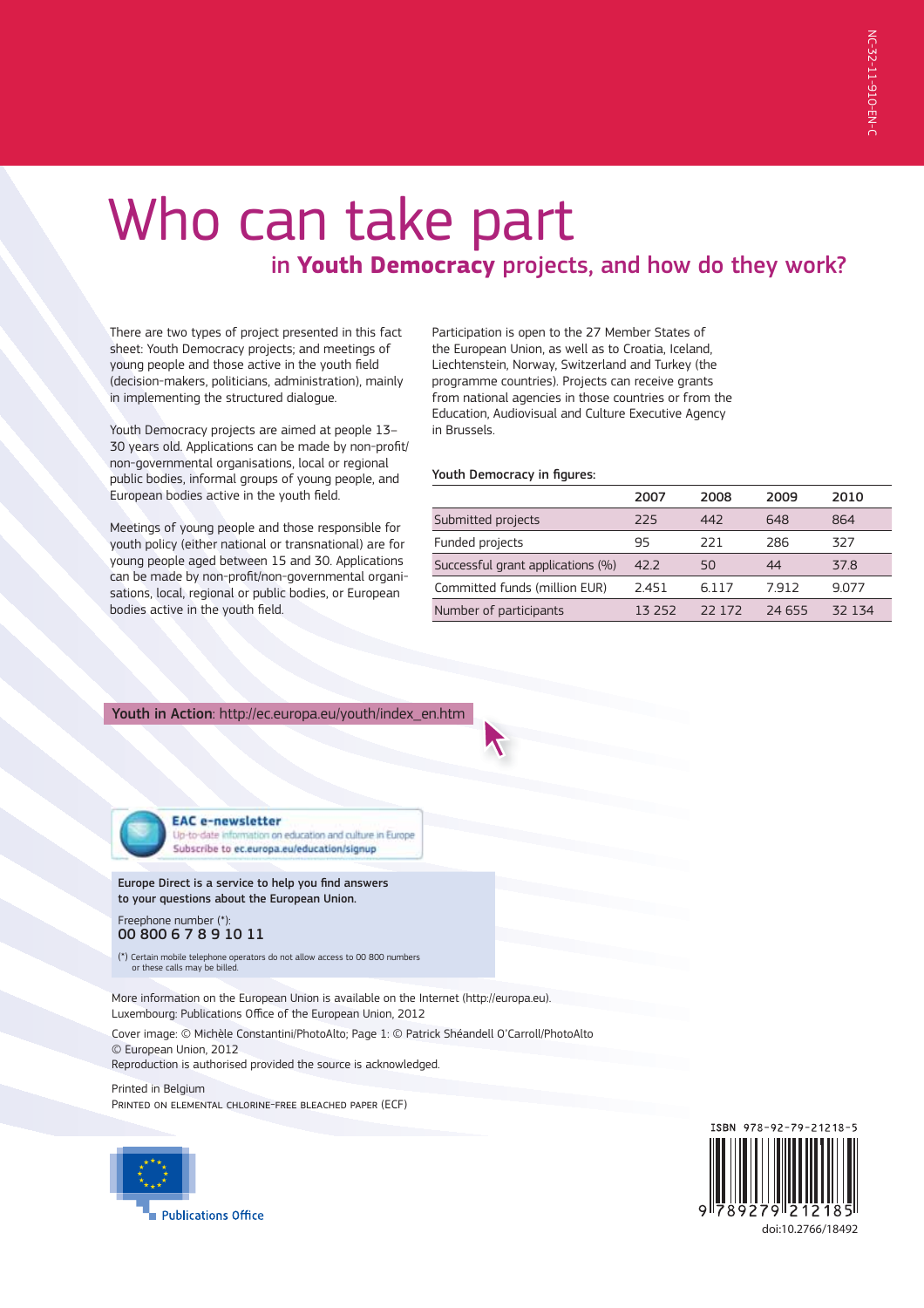# Who can take part

## in **Youth Democracy** projects, and how do they work?

There are two types of project presented in this fact sheet: Youth Democracy projects; and meetings of young people and those active in the youth field (decision-makers, politicians, administration), mainly in implementing the structured dialogue.

Youth Democracy projects are aimed at people 13–30 years old. Applications can be made by non-profit/non-governmental organisations, local or regional public bodies, informal groups of young people, and European bodies active in the youth field.

Meetings of young people and those responsible for youth policy (either national or transnational) are for young people aged between 15 and 30. Applications can be made by non-profit/non-governmental organisations, local, regional or public bodies, or European bodies active in the youth field.

Participation is open to the 27 Member States of the European Union, as well as to Croatia, Iceland, Liechtenstein, Norway, Switzerland and Turkey (the programme countries). Projects can receive grants from national agencies in those countries or from the Education, Audiovisual and Culture Executive Agency in Brussels.

Youth Democracy in figures:

| | 2007 | 2008 | 2009 | 2010 |
|---|---|---|---|---|
| Submitted projects | 225 | 442 | 648 | 864 |
| Funded projects | 95 | 221 | 286 | 327 |
| Successful grant applications (%) | 42.2 | 50 | 44 | 37.8 |
| Committed funds (million EUR) | 2.451 | 6.117 | 7.912 | 9.077 |
| Number of participants | 13 252 | 22 172 | 24 655 | 32 134 |

**Youth in Action**: http://ec.europa.eu/youth/index_en.htm

**EAC e-newsletter**
Up-to-date information on education and culture in Europe
Subscribe to **ec.europa.eu/education/signup**

**Europe Direct is a service to help you find answers to your questions about the European Union.**

Freephone number (*):
**00 800 6 7 8 9 10 11**

(*) Certain mobile telephone operators do not allow access to 00 800 numbers or these calls may be billed.

More information on the European Union is available on the Internet (http://europa.eu).
Luxembourg: Publications Office of the European Union, 2012

Cover image: © Michèle Constantini/PhotoAlto; Page 1: © Patrick Shéandell O'Carroll/PhotoAlto
© European Union, 2012
Reproduction is authorised provided the source is acknowledged.

Printed in Belgium
PRINTED ON ELEMENTAL CHLORINE-FREE BLEACHED PAPER (ECF)

Publications Office

ISBN 978-92-79-21218-5

doi:10.2766/18492

NC-32-11-910-EN-C